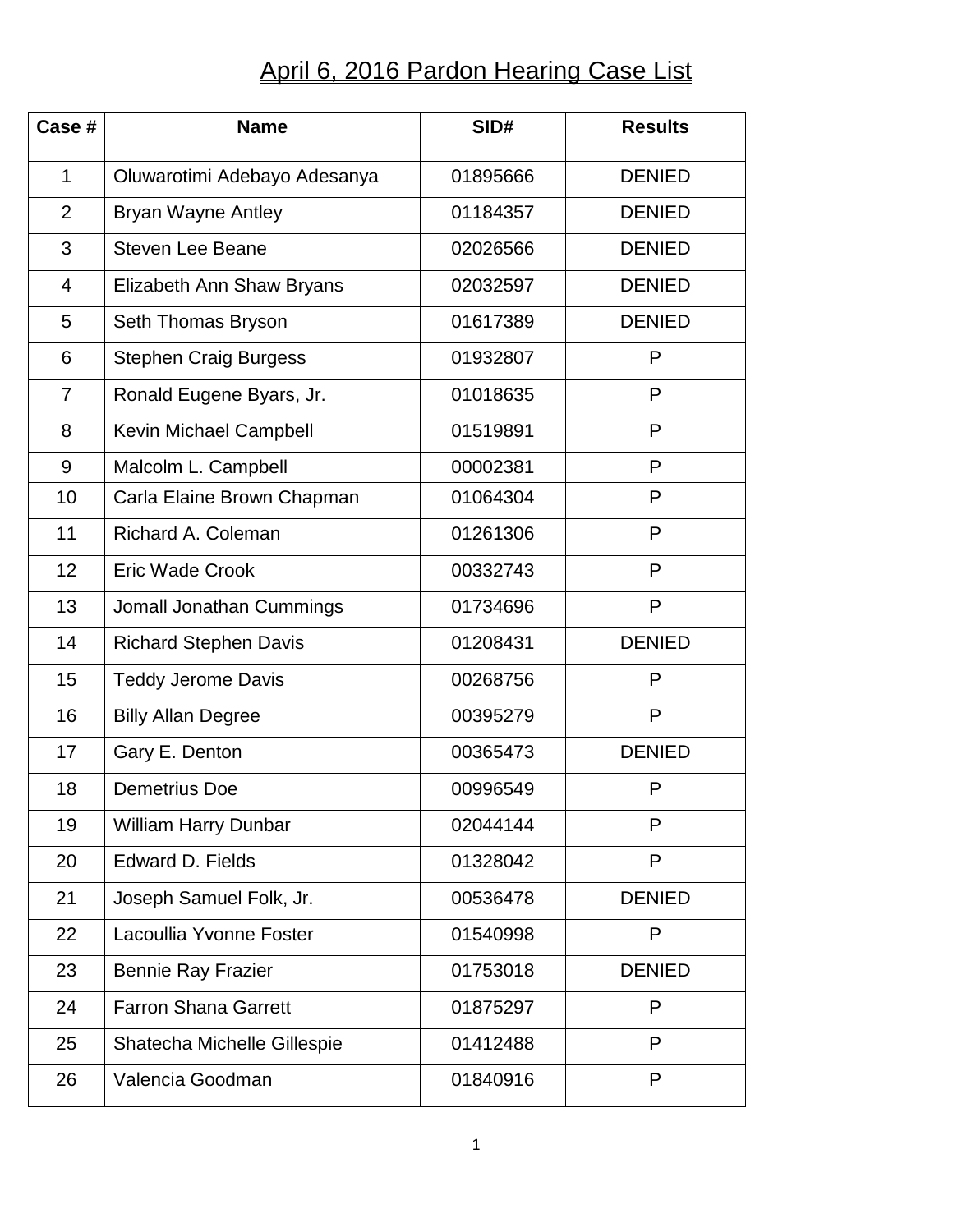# April 6, 2016 Pardon Hearing Case List

| Case # | Name | SID# | Results |
|---|---|---|---|
| 1 | Oluwarotimi Adebayo Adesanya | 01895666 | DENIED |
| 2 | Bryan Wayne Antley | 01184357 | DENIED |
| 3 | Steven Lee Beane | 02026566 | DENIED |
| 4 | Elizabeth Ann Shaw Bryans | 02032597 | DENIED |
| 5 | Seth Thomas Bryson | 01617389 | DENIED |
| 6 | Stephen Craig Burgess | 01932807 | P |
| 7 | Ronald Eugene Byars, Jr. | 01018635 | P |
| 8 | Kevin Michael Campbell | 01519891 | P |
| 9 | Malcolm L. Campbell | 00002381 | P |
| 10 | Carla Elaine Brown Chapman | 01064304 | P |
| 11 | Richard A. Coleman | 01261306 | P |
| 12 | Eric Wade Crook | 00332743 | P |
| 13 | Jomall Jonathan Cummings | 01734696 | P |
| 14 | Richard Stephen Davis | 01208431 | DENIED |
| 15 | Teddy Jerome Davis | 00268756 | P |
| 16 | Billy Allan Degree | 00395279 | P |
| 17 | Gary E. Denton | 00365473 | DENIED |
| 18 | Demetrius Doe | 00996549 | P |
| 19 | William Harry Dunbar | 02044144 | P |
| 20 | Edward D. Fields | 01328042 | P |
| 21 | Joseph Samuel Folk, Jr. | 00536478 | DENIED |
| 22 | Lacoullia Yvonne Foster | 01540998 | P |
| 23 | Bennie Ray Frazier | 01753018 | DENIED |
| 24 | Farron Shana Garrett | 01875297 | P |
| 25 | Shatecha Michelle Gillespie | 01412488 | P |
| 26 | Valencia Goodman | 01840916 | P |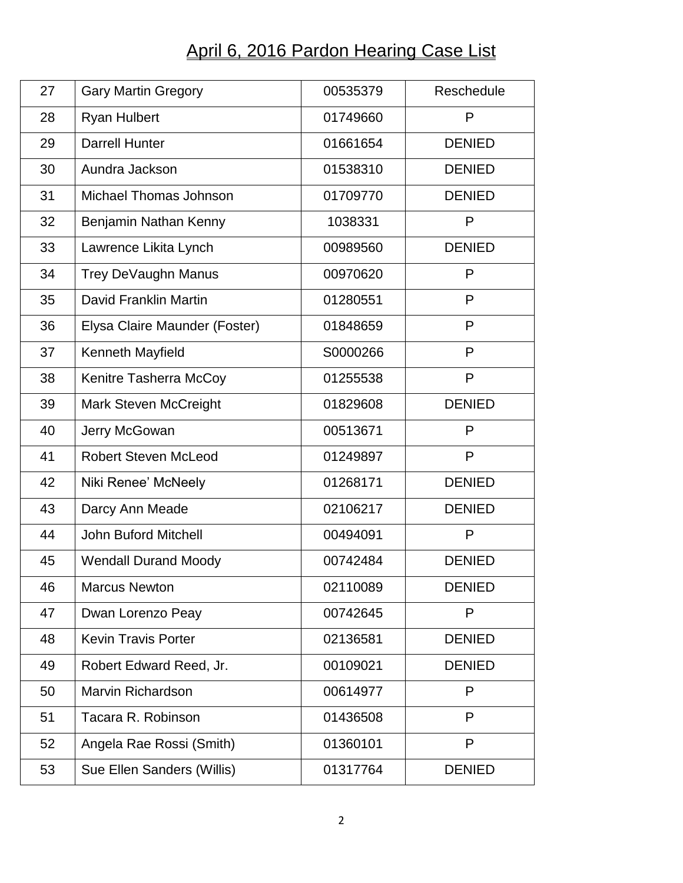# April 6, 2016 Pardon Hearing Case List

| | | | |
|---|---|---|---|
| 27 | Gary Martin Gregory | 00535379 | Reschedule |
| 28 | Ryan Hulbert | 01749660 | P |
| 29 | Darrell Hunter | 01661654 | DENIED |
| 30 | Aundra Jackson | 01538310 | DENIED |
| 31 | Michael Thomas Johnson | 01709770 | DENIED |
| 32 | Benjamin Nathan Kenny | 1038331 | P |
| 33 | Lawrence Likita Lynch | 00989560 | DENIED |
| 34 | Trey DeVaughn Manus | 00970620 | P |
| 35 | David Franklin Martin | 01280551 | P |
| 36 | Elysa Claire Maunder (Foster) | 01848659 | P |
| 37 | Kenneth Mayfield | S0000266 | P |
| 38 | Kenitre Tasherra McCoy | 01255538 | P |
| 39 | Mark Steven McCreight | 01829608 | DENIED |
| 40 | Jerry McGowan | 00513671 | P |
| 41 | Robert Steven McLeod | 01249897 | P |
| 42 | Niki Renee' McNeely | 01268171 | DENIED |
| 43 | Darcy Ann Meade | 02106217 | DENIED |
| 44 | John Buford Mitchell | 00494091 | P |
| 45 | Wendall Durand Moody | 00742484 | DENIED |
| 46 | Marcus Newton | 02110089 | DENIED |
| 47 | Dwan Lorenzo Peay | 00742645 | P |
| 48 | Kevin Travis Porter | 02136581 | DENIED |
| 49 | Robert Edward Reed, Jr. | 00109021 | DENIED |
| 50 | Marvin Richardson | 00614977 | P |
| 51 | Tacara R. Robinson | 01436508 | P |
| 52 | Angela Rae Rossi (Smith) | 01360101 | P |
| 53 | Sue Ellen Sanders (Willis) | 01317764 | DENIED |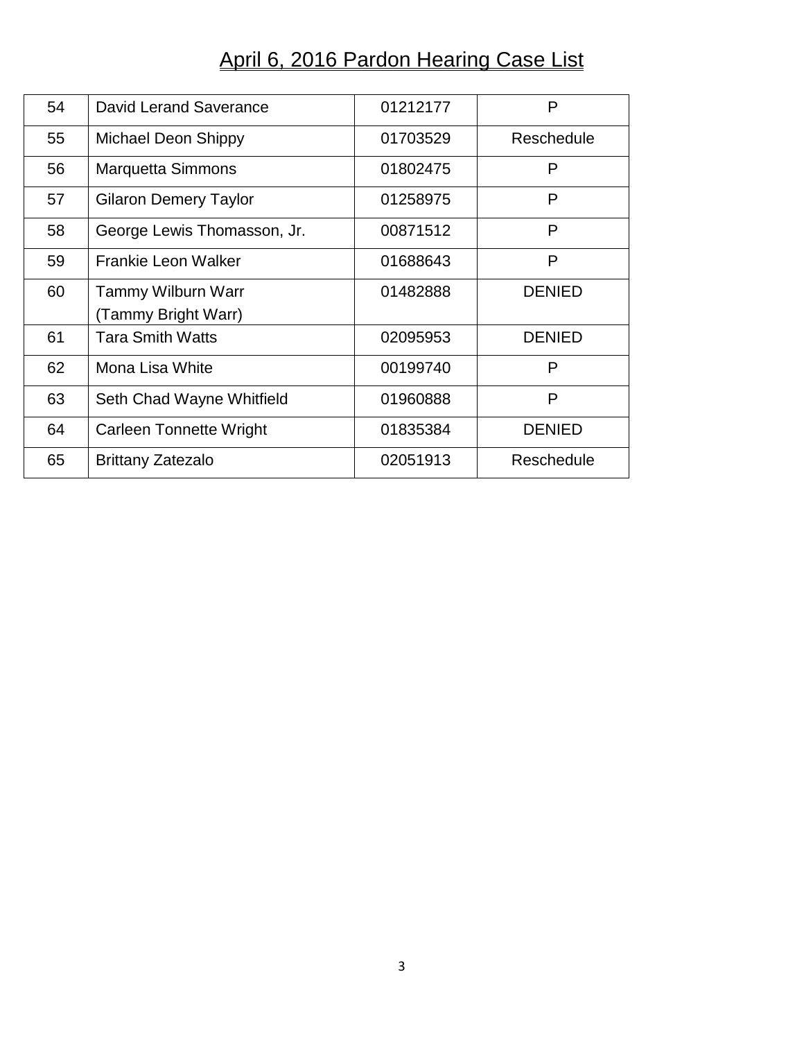# April 6, 2016 Pardon Hearing Case List

| | | | |
|---|---|---|---|
| 54 | David Lerand Saverance | 01212177 | P |
| 55 | Michael Deon Shippy | 01703529 | Reschedule |
| 56 | Marquetta Simmons | 01802475 | P |
| 57 | Gilaron Demery Taylor | 01258975 | P |
| 58 | George Lewis Thomasson, Jr. | 00871512 | P |
| 59 | Frankie Leon Walker | 01688643 | P |
| 60 | Tammy Wilburn Warr (Tammy Bright Warr) | 01482888 | DENIED |
| 61 | Tara Smith Watts | 02095953 | DENIED |
| 62 | Mona Lisa White | 00199740 | P |
| 63 | Seth Chad Wayne Whitfield | 01960888 | P |
| 64 | Carleen Tonnette Wright | 01835384 | DENIED |
| 65 | Brittany Zatezalo | 02051913 | Reschedule |